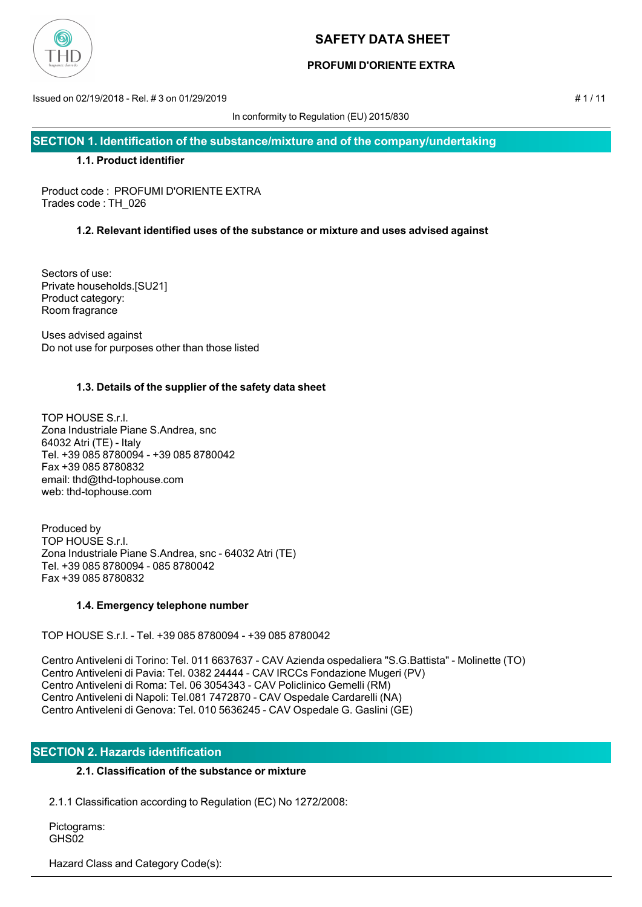# SAFETY DATA SHEET

**PROFUMI D'ORIENTE EXTRA**

Issued on 02/19/2018 - Rel. # 3 on 01/29/2019

In conformity to Regulation (EU) 2015/830

## SECTION 1. Identification of the substance/mixture and of the company/undertaking

### 1.1. Product identifier

Product code : PROFUMI D'ORIENTE EXTRA
Trades code : TH_026

### 1.2. Relevant identified uses of the substance or mixture and uses advised against

Sectors of use:
Private households.[SU21]
Product category:
Room fragrance

Uses advised against
Do not use for purposes other than those listed

### 1.3. Details of the supplier of the safety data sheet

TOP HOUSE S.r.l.
Zona Industriale Piane S.Andrea, snc
64032 Atri (TE) - Italy
Tel. +39 085 8780094 - +39 085 8780042
Fax +39 085 8780832
email: thd@thd-tophouse.com
web: thd-tophouse.com

Produced by
TOP HOUSE S.r.l.
Zona Industriale Piane S.Andrea, snc - 64032 Atri (TE)
Tel. +39 085 8780094 - 085 8780042
Fax +39 085 8780832

### 1.4. Emergency telephone number

TOP HOUSE S.r.l. - Tel. +39 085 8780094 - +39 085 8780042

Centro Antiveleni di Torino: Tel. 011 6637637 - CAV Azienda ospedaliera "S.G.Battista" - Molinette (TO)
Centro Antiveleni di Pavia: Tel. 0382 24444 - CAV IRCCs Fondazione Mugeri (PV)
Centro Antiveleni di Roma: Tel. 06 3054343 - CAV Policlinico Gemelli (RM)
Centro Antiveleni di Napoli: Tel.081 7472870 - CAV Ospedale Cardarelli (NA)
Centro Antiveleni di Genova: Tel. 010 5636245 - CAV Ospedale G. Gaslini (GE)

## SECTION 2. Hazards identification

### 2.1. Classification of the substance or mixture

2.1.1 Classification according to Regulation (EC) No 1272/2008:

Pictograms:
GHS02

Hazard Class and Category Code(s):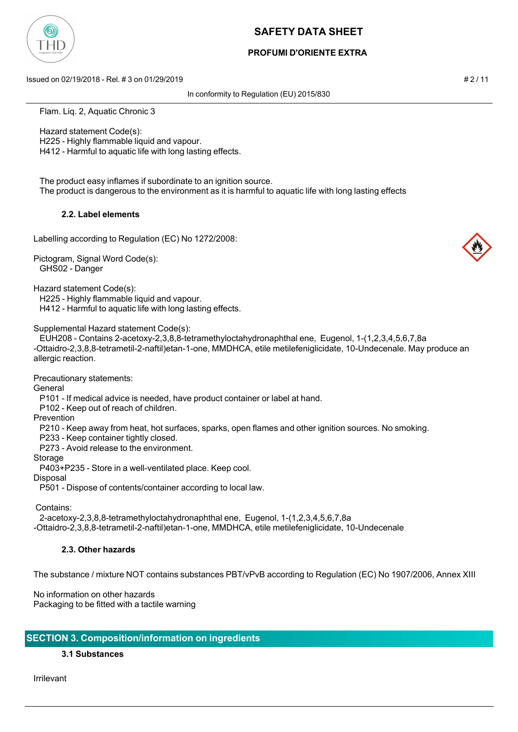Flam. Liq. 2, Aquatic Chronic 3

Hazard statement Code(s):
H225 - Highly flammable liquid and vapour.
H412 - Harmful to aquatic life with long lasting effects.

The product easy inflames if subordinate to an ignition source.
The product is dangerous to the environment as it is harmful to aquatic life with long lasting effects

### 2.2. Label elements

Labelling according to Regulation (EC) No 1272/2008:

Pictogram, Signal Word Code(s):
GHS02 - Danger

Hazard statement Code(s):
H225 - Highly flammable liquid and vapour.
H412 - Harmful to aquatic life with long lasting effects.

Supplemental Hazard statement Code(s):
EUH208 - Contains 2-acetoxy-2,3,8,8-tetramethyloctahydronaphthal ene, Eugenol, 1-(1,2,3,4,5,6,7,8a -Ottaidro-2,3,8,8-tetrametil-2-naftil)etan-1-one, MMDHCA, etile metilfeniglicidate, 10-Undecenale. May produce an allergic reaction.

Precautionary statements:
General
P101 - If medical advice is needed, have product container or label at hand.
P102 - Keep out of reach of children.
Prevention
P210 - Keep away from heat, hot surfaces, sparks, open flames and other ignition sources. No smoking.
P233 - Keep container tightly closed.
P273 - Avoid release to the environment.
Storage
P403+P235 - Store in a well-ventilated place. Keep cool.
Disposal
P501 - Dispose of contents/container according to local law.

Contains:
2-acetoxy-2,3,8,8-tetramethyloctahydronaphthal ene, Eugenol, 1-(1,2,3,4,5,6,7,8a -Ottaidro-2,3,8,8-tetrametil-2-naftil)etan-1-one, MMDHCA, etile metilfeniglicidate, 10-Undecenale

### 2.3. Other hazards

The substance / mixture NOT contains substances PBT/vPvB according to Regulation (EC) No 1907/2006, Annex XIII

No information on other hazards
Packaging to be fitted with a tactile warning

## SECTION 3. Composition/information on ingredients

### 3.1 Substances

Irrilevant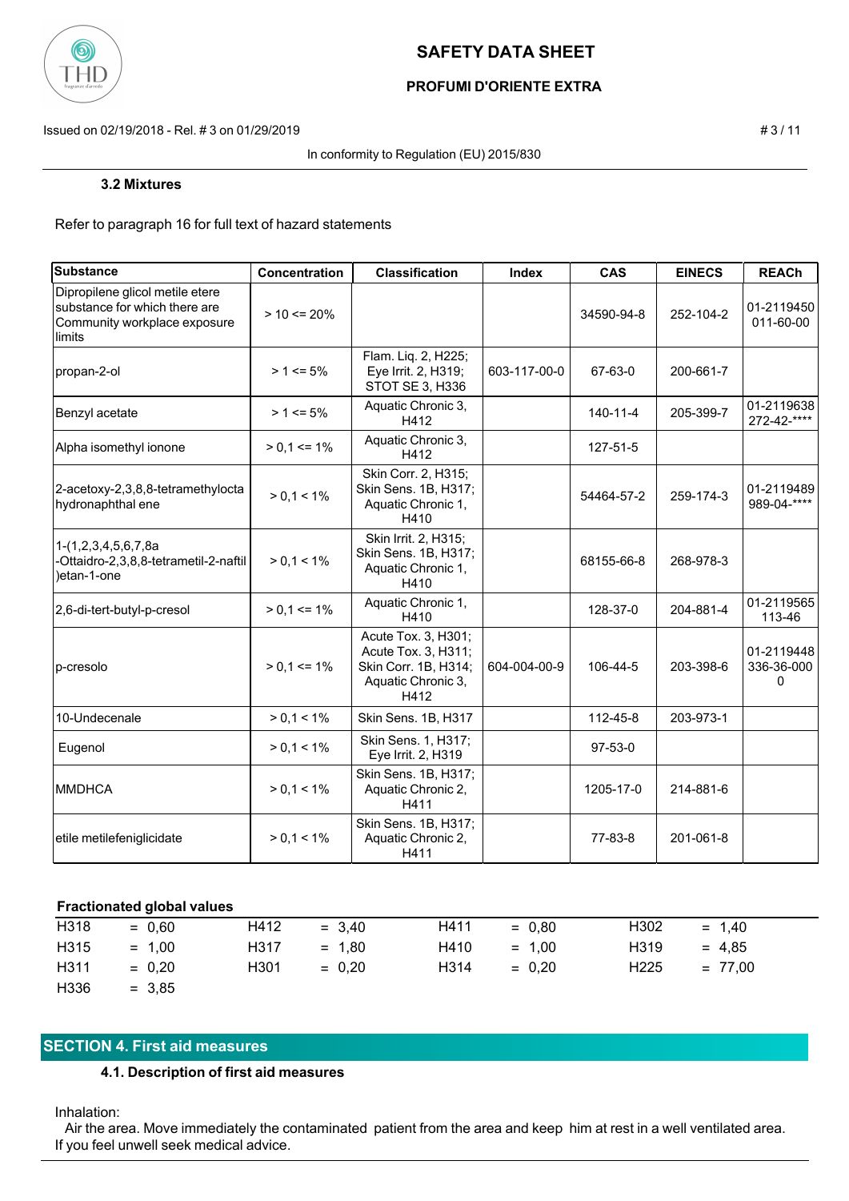### 3.2 Mixtures

Refer to paragraph 16 for full text of hazard statements

| Substance | Concentration | Classification | Index | CAS | EINECS | REACh |
|---|---|---|---|---|---|---|
| Dipropilene glicol metile etere substance for which there are Community workplace exposure limits | > 10 <= 20% | | | 34590-94-8 | 252-104-2 | 01-2119450 011-60-00 |
| propan-2-ol | > 1 <= 5% | Flam. Liq. 2, H225; Eye Irrit. 2, H319; STOT SE 3, H336 | 603-117-00-0 | 67-63-0 | 200-661-7 | |
| Benzyl acetate | > 1 <= 5% | Aquatic Chronic 3, H412 | | 140-11-4 | 205-399-7 | 01-2119638 272-42-**** |
| Alpha isomethyl ionone | > 0,1 <= 1% | Aquatic Chronic 3, H412 | | 127-51-5 | | |
| 2-acetoxy-2,3,8,8-tetramethylocta hydronaphthal ene | > 0,1 < 1% | Skin Corr. 2, H315; Skin Sens. 1B, H317; Aquatic Chronic 1, H410 | | 54464-57-2 | 259-174-3 | 01-2119489 989-04-**** |
| 1-(1,2,3,4,5,6,7,8a -Ottaidro-2,3,8,8-tetrametil-2-naftil )etan-1-one | > 0,1 < 1% | Skin Irrit. 2, H315; Skin Sens. 1B, H317; Aquatic Chronic 1, H410 | | 68155-66-8 | 268-978-3 | |
| 2,6-di-tert-butyl-p-cresol | > 0,1 <= 1% | Aquatic Chronic 1, H410 | | 128-37-0 | 204-881-4 | 01-2119565 113-46 |
| p-cresolo | > 0,1 <= 1% | Acute Tox. 3, H301; Acute Tox. 3, H311; Skin Corr. 1B, H314; Aquatic Chronic 3, H412 | 604-004-00-9 | 106-44-5 | 203-398-6 | 01-2119448 336-36-000 0 |
| 10-Undecenale | > 0,1 < 1% | Skin Sens. 1B, H317 | | 112-45-8 | 203-973-1 | |
| Eugenol | > 0,1 < 1% | Skin Sens. 1, H317; Eye Irrit. 2, H319 | | 97-53-0 | | |
| MMDHCA | > 0,1 < 1% | Skin Sens. 1B, H317; Aquatic Chronic 2, H411 | | 1205-17-0 | 214-881-6 | |
| etile metilefeniglicidate | > 0,1 < 1% | Skin Sens. 1B, H317; Aquatic Chronic 2, H411 | | 77-83-8 | 201-061-8 | |

**Fractionated global values**

| | | | | | | | |
|---|---|---|---|---|---|---|---|
| H318 | = 0,60 | H412 | = 3,40 | H411 | = 0,80 | H302 | = 1,40 |
| H315 | = 1,00 | H317 | = 1,80 | H410 | = 1,00 | H319 | = 4,85 |
| H311 | = 0,20 | H301 | = 0,20 | H314 | = 0,20 | H225 | = 77,00 |
| H336 | = 3,85 | | | | | | |

## SECTION 4. First aid measures

### 4.1. Description of first aid measures

Inhalation:
Air the area. Move immediately the contaminated patient from the area and keep him at rest in a well ventilated area. If you feel unwell seek medical advice.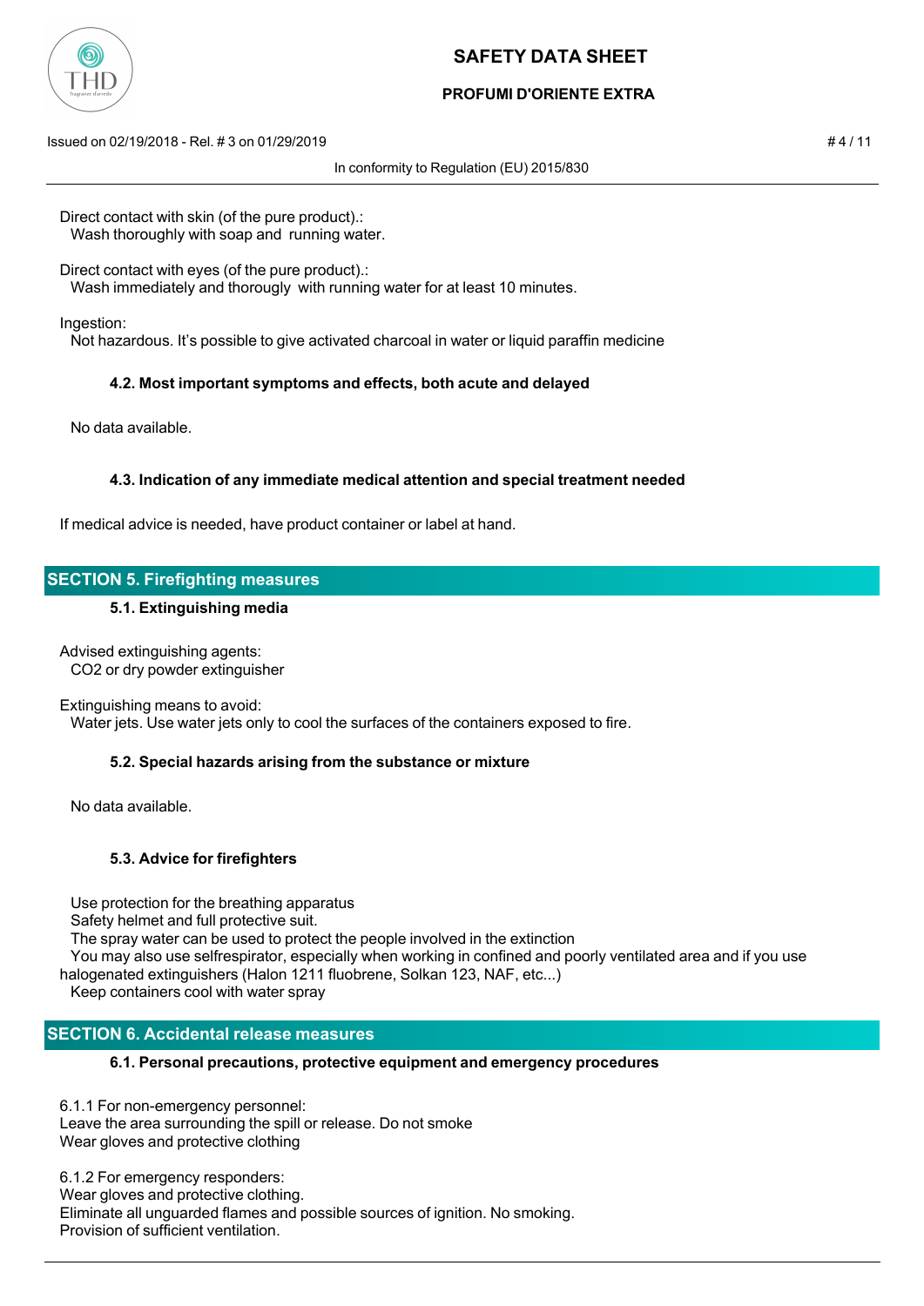Direct contact with skin (of the pure product).:
Wash thoroughly with soap and running water.

Direct contact with eyes (of the pure product).:
Wash immediately and thoroughly with running water for at least 10 minutes.

Ingestion:
Not hazardous. It's possible to give activated charcoal in water or liquid paraffin medicine

### 4.2. Most important symptoms and effects, both acute and delayed

No data available.

### 4.3. Indication of any immediate medical attention and special treatment needed

If medical advice is needed, have product container or label at hand.

## SECTION 5. Firefighting measures

### 5.1. Extinguishing media

Advised extinguishing agents:
$CO_2$ or dry powder extinguisher

Extinguishing means to avoid:
Water jets. Use water jets only to cool the surfaces of the containers exposed to fire.

### 5.2. Special hazards arising from the substance or mixture

No data available.

### 5.3. Advice for firefighters

Use protection for the breathing apparatus
Safety helmet and full protective suit.
The spray water can be used to protect the people involved in the extinction
You may also use selfrespirator, especially when working in confined and poorly ventilated area and if you use halogenated extinguishers (Halon 1211 fluobrene, Solkan 123, NAF, etc...)
Keep containers cool with water spray

## SECTION 6. Accidental release measures

### 6.1. Personal precautions, protective equipment and emergency procedures

6.1.1 For non-emergency personnel:
Leave the area surrounding the spill or release. Do not smoke
Wear gloves and protective clothing

6.1.2 For emergency responders:
Wear gloves and protective clothing.
Eliminate all unguarded flames and possible sources of ignition. No smoking.
Provision of sufficient ventilation.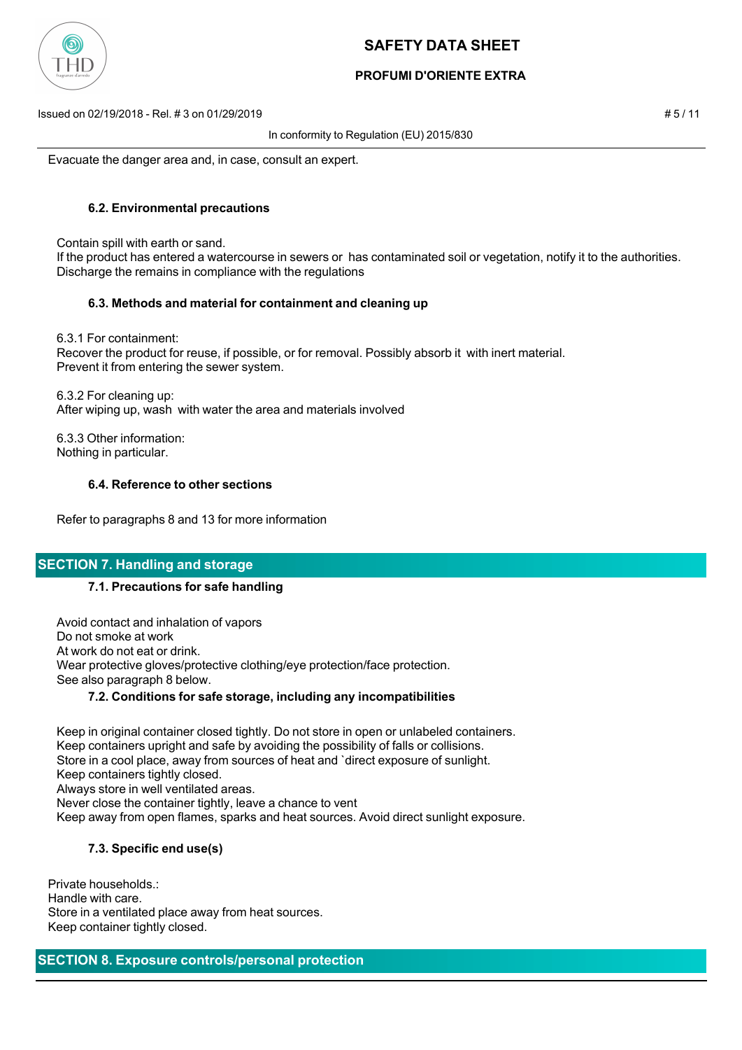Evacuate the danger area and, in case, consult an expert.

### 6.2. Environmental precautions

Contain spill with earth or sand.
If the product has entered a watercourse in sewers or has contaminated soil or vegetation, notify it to the authorities.
Discharge the remains in compliance with the regulations

### 6.3. Methods and material for containment and cleaning up

6.3.1 For containment:
Recover the product for reuse, if possible, or for removal. Possibly absorb it with inert material.
Prevent it from entering the sewer system.

6.3.2 For cleaning up:
After wiping up, wash with water the area and materials involved

6.3.3 Other information:
Nothing in particular.

### 6.4. Reference to other sections

Refer to paragraphs 8 and 13 for more information

## SECTION 7. Handling and storage

### 7.1. Precautions for safe handling

Avoid contact and inhalation of vapors
Do not smoke at work
At work do not eat or drink.
Wear protective gloves/protective clothing/eye protection/face protection.
See also paragraph 8 below.

### 7.2. Conditions for safe storage, including any incompatibilities

Keep in original container closed tightly. Do not store in open or unlabeled containers.
Keep containers upright and safe by avoiding the possibility of falls or collisions.
Store in a cool place, away from sources of heat and `direct exposure of sunlight.
Keep containers tightly closed.
Always store in well ventilated areas.
Never close the container tightly, leave a chance to vent
Keep away from open flames, sparks and heat sources. Avoid direct sunlight exposure.

### 7.3. Specific end use(s)

Private households.:
Handle with care.
Store in a ventilated place away from heat sources.
Keep container tightly closed.

## SECTION 8. Exposure controls/personal protection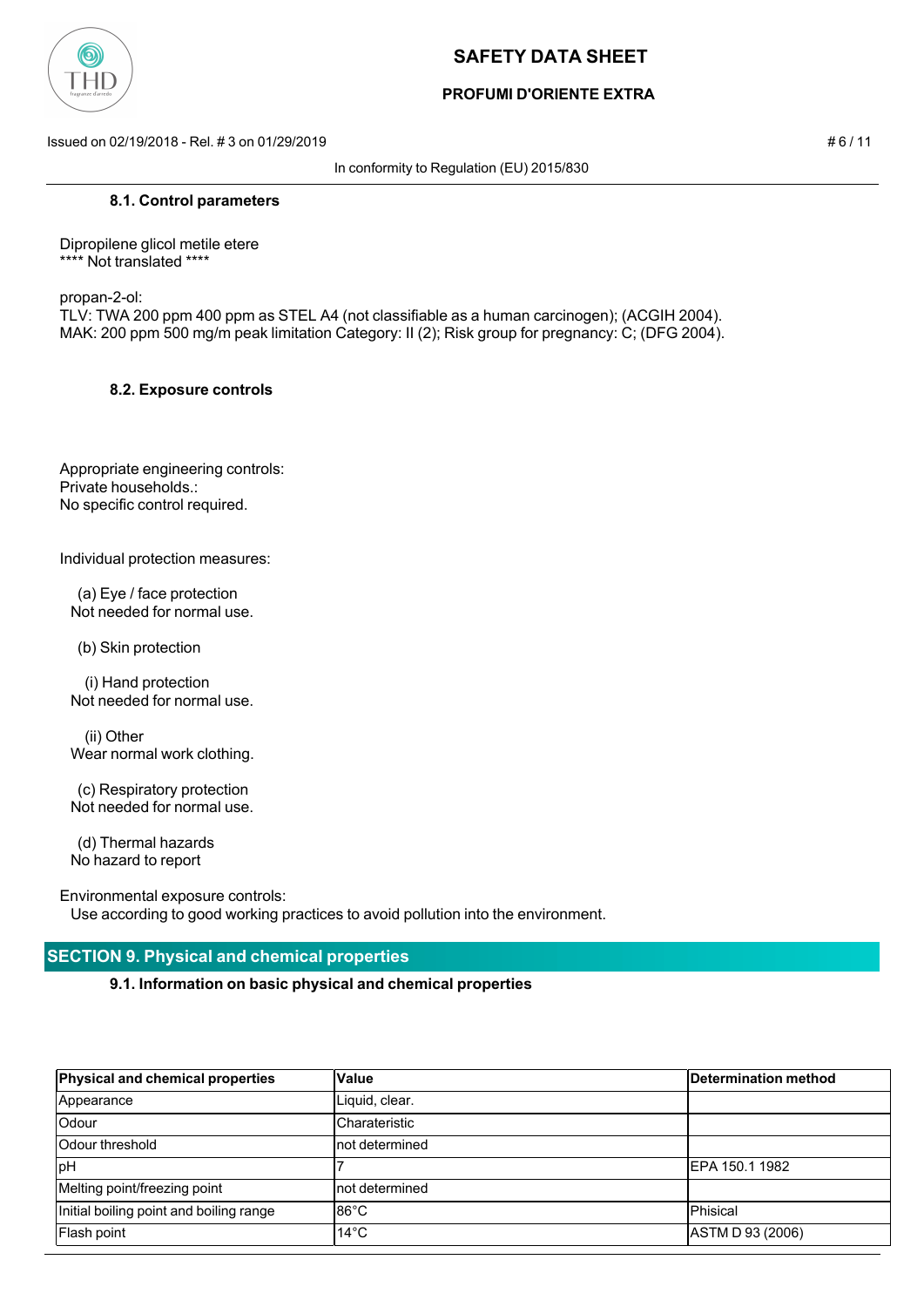### 8.1. Control parameters

Dipropilene glicol metile etere
**** Not translated ****

propan-2-ol:
TLV: TWA 200 ppm 400 ppm as STEL A4 (not classifiable as a human carcinogen); (ACGIH 2004).
MAK: 200 ppm 500 mg/m peak limitation Category: II (2); Risk group for pregnancy: C; (DFG 2004).

### 8.2. Exposure controls

Appropriate engineering controls:
Private households.:
No specific control required.

Individual protection measures:

(a) Eye / face protection
Not needed for normal use.

(b) Skin protection

(i) Hand protection
Not needed for normal use.

(ii) Other
Wear normal work clothing.

(c) Respiratory protection
Not needed for normal use.

(d) Thermal hazards
No hazard to report

Environmental exposure controls:
Use according to good working practices to avoid pollution into the environment.

## SECTION 9. Physical and chemical properties

### 9.1. Information on basic physical and chemical properties

| Physical and chemical properties | Value | Determination method |
|---|---|---|
| Appearance | Liquid, clear. | |
| Odour | Charateristic | |
| Odour threshold | not determined | |
| pH | 7 | EPA 150.1 1982 |
| Melting point/freezing point | not determined | |
| Initial boiling point and boiling range | 86°C | Phisical |
| Flash point | 14°C | ASTM D 93 (2006) |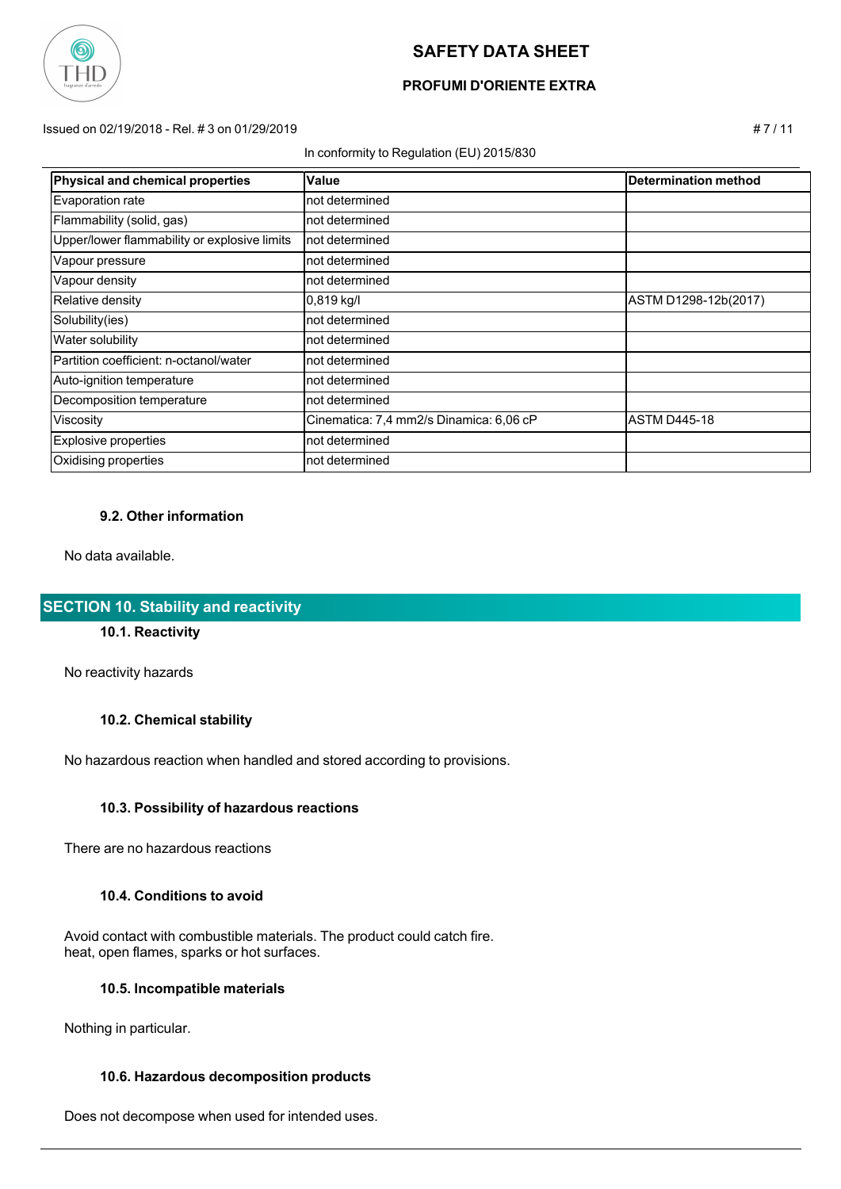| Physical and chemical properties | Value | Determination method |
| --- | --- | --- |
| Evaporation rate | not determined | |
| Flammability (solid, gas) | not determined | |
| Upper/lower flammability or explosive limits | not determined | |
| Vapour pressure | not determined | |
| Vapour density | not determined | |
| Relative density | 0,819 kg/l | ASTM D1298-12b(2017) |
| Solubility(ies) | not determined | |
| Water solubility | not determined | |
| Partition coefficient: n-octanol/water | not determined | |
| Auto-ignition temperature | not determined | |
| Decomposition temperature | not determined | |
| Viscosity | Cinematica: 7,4 mm2/s Dinamica: 6,06 cP | ASTM D445-18 |
| Explosive properties | not determined | |
| Oxidising properties | not determined | |

### 9.2. Other information

No data available.

## SECTION 10. Stability and reactivity

### 10.1. Reactivity

No reactivity hazards

### 10.2. Chemical stability

No hazardous reaction when handled and stored according to provisions.

### 10.3. Possibility of hazardous reactions

There are no hazardous reactions

### 10.4. Conditions to avoid

Avoid contact with combustible materials. The product could catch fire.
heat, open flames, sparks or hot surfaces.

### 10.5. Incompatible materials

Nothing in particular.

### 10.6. Hazardous decomposition products

Does not decompose when used for intended uses.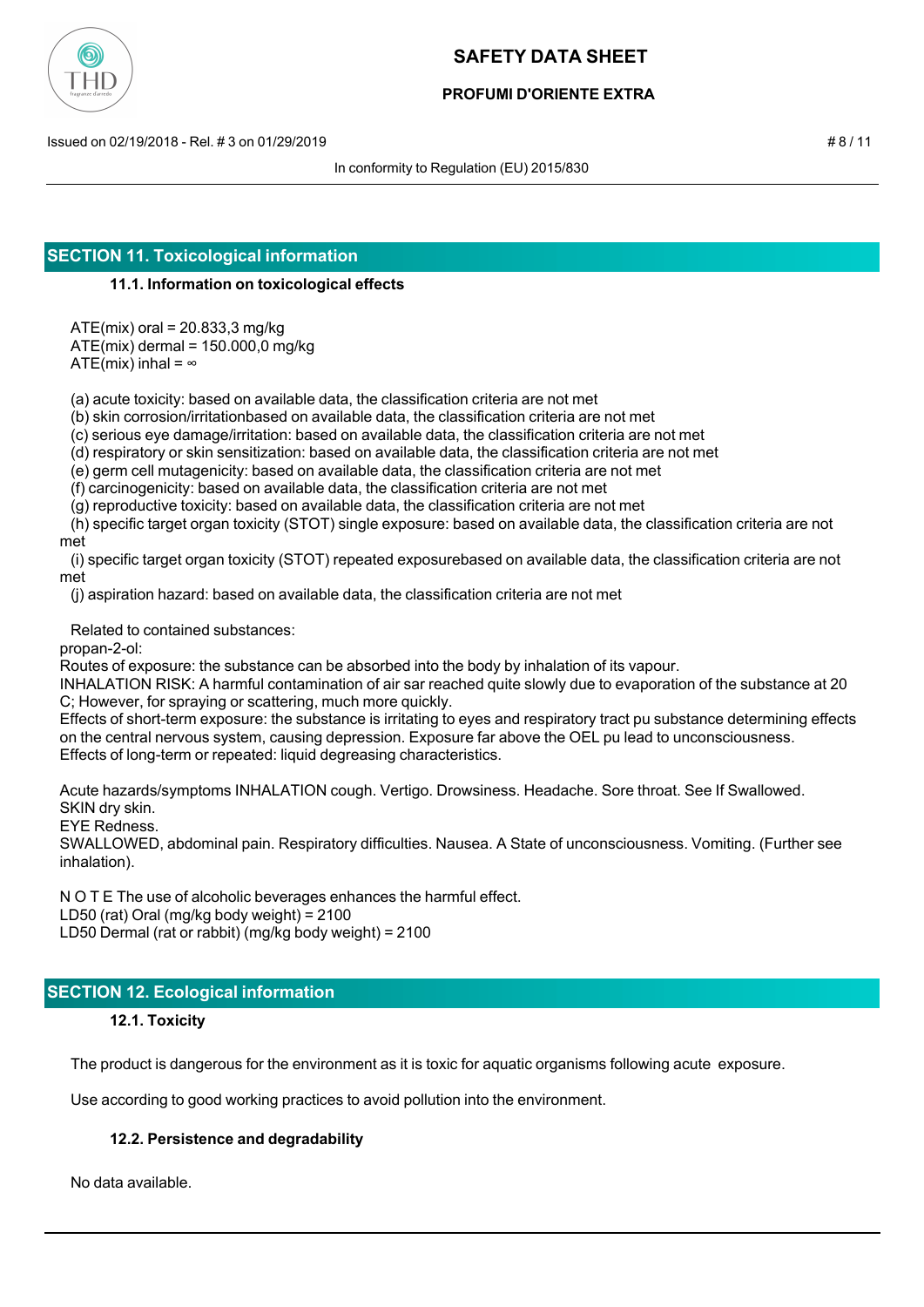## SECTION 11. Toxicological information

### 11.1. Information on toxicological effects

ATE(mix) oral = 20.833,3 mg/kg
ATE(mix) dermal = 150.000,0 mg/kg
ATE(mix) inhal = ∞

(a) acute toxicity: based on available data, the classification criteria are not met
(b) skin corrosion/irritationbased on available data, the classification criteria are not met
(c) serious eye damage/irritation: based on available data, the classification criteria are not met
(d) respiratory or skin sensitization: based on available data, the classification criteria are not met
(e) germ cell mutagenicity: based on available data, the classification criteria are not met
(f) carcinogenicity: based on available data, the classification criteria are not met
(g) reproductive toxicity: based on available data, the classification criteria are not met
(h) specific target organ toxicity (STOT) single exposure: based on available data, the classification criteria are not met
(i) specific target organ toxicity (STOT) repeated exposurebased on available data, the classification criteria are not met
(j) aspiration hazard: based on available data, the classification criteria are not met

Related to contained substances:
propan-2-ol:
Routes of exposure: the substance can be absorbed into the body by inhalation of its vapour.
INHALATION RISK: A harmful contamination of air sar reached quite slowly due to evaporation of the substance at 20 C; However, for spraying or scattering, much more quickly.
Effects of short-term exposure: the substance is irritating to eyes and respiratory tract pu substance determining effects on the central nervous system, causing depression. Exposure far above the OEL pu lead to unconsciousness.
Effects of long-term or repeated: liquid degreasing characteristics.

Acute hazards/symptoms INHALATION cough. Vertigo. Drowsiness. Headache. Sore throat. See If Swallowed.
SKIN dry skin.
EYE Redness.
SWALLOWED, abdominal pain. Respiratory difficulties. Nausea. A State of unconsciousness. Vomiting. (Further see inhalation).

N O T E The use of alcoholic beverages enhances the harmful effect.
LD50 (rat) Oral (mg/kg body weight) = 2100
LD50 Dermal (rat or rabbit) (mg/kg body weight) = 2100

## SECTION 12. Ecological information

### 12.1. Toxicity

The product is dangerous for the environment as it is toxic for aquatic organisms following acute exposure.

Use according to good working practices to avoid pollution into the environment.

### 12.2. Persistence and degradability

No data available.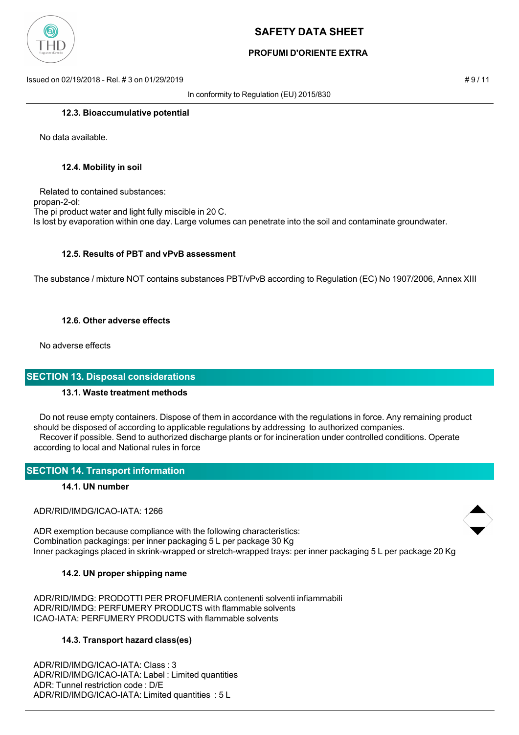### 12.3. Bioaccumulative potential

No data available.

### 12.4. Mobility in soil

Related to contained substances:
propan-2-ol:
The pi product water and light fully miscible in 20 C.
Is lost by evaporation within one day. Large volumes can penetrate into the soil and contaminate groundwater.

### 12.5. Results of PBT and vPvB assessment

The substance / mixture NOT contains substances PBT/vPvB according to Regulation (EC) No 1907/2006, Annex XIII

### 12.6. Other adverse effects

No adverse effects

## SECTION 13. Disposal considerations

### 13.1. Waste treatment methods

Do not reuse empty containers. Dispose of them in accordance with the regulations in force. Any remaining product should be disposed of according to applicable regulations by addressing to authorized companies.
Recover if possible. Send to authorized discharge plants or for incineration under controlled conditions. Operate according to local and National rules in force

## SECTION 14. Transport information

### 14.1. UN number

ADR/RID/IMDG/ICAO-IATA: 1266

ADR exemption because compliance with the following characteristics:
Combination packagings: per inner packaging 5 L per package 30 Kg
Inner packagings placed in skrink-wrapped or stretch-wrapped trays: per inner packaging 5 L per package 20 Kg

### 14.2. UN proper shipping name

ADR/RID/IMDG: PRODOTTI PER PROFUMERIA contenenti solventi infiammabili
ADR/RID/IMDG: PERFUMERY PRODUCTS with flammable solvents
ICAO-IATA: PERFUMERY PRODUCTS with flammable solvents

### 14.3. Transport hazard class(es)

ADR/RID/IMDG/ICAO-IATA: Class : 3
ADR/RID/IMDG/ICAO-IATA: Label : Limited quantities
ADR: Tunnel restriction code : D/E
ADR/RID/IMDG/ICAO-IATA: Limited quantities : 5 L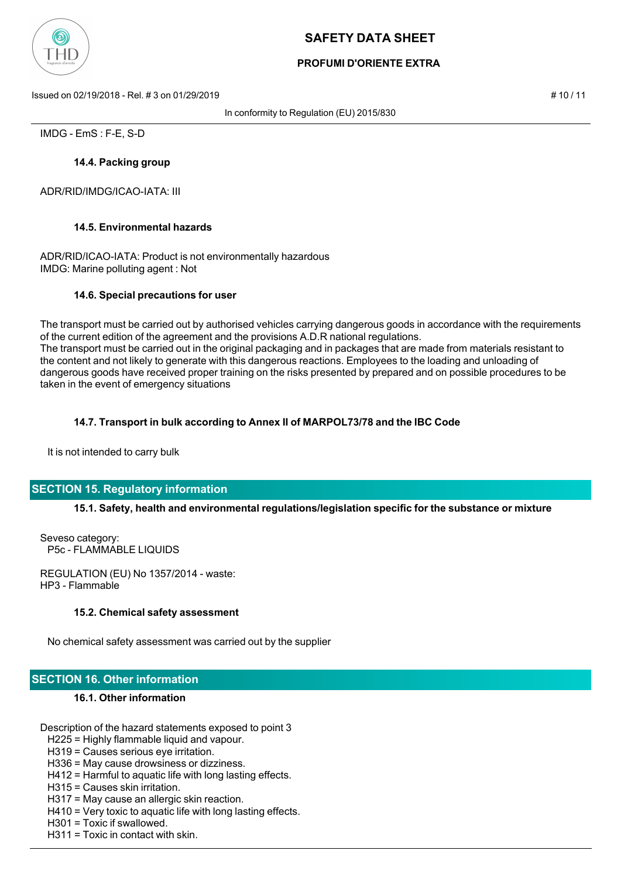IMDG - EmS : F-E, S-D

### 14.4. Packing group

ADR/RID/IMDG/ICAO-IATA: III

### 14.5. Environmental hazards

ADR/RID/ICAO-IATA: Product is not environmentally hazardous
IMDG: Marine polluting agent : Not

### 14.6. Special precautions for user

The transport must be carried out by authorised vehicles carrying dangerous goods in accordance with the requirements of the current edition of the agreement and the provisions A.D.R national regulations.
The transport must be carried out in the original packaging and in packages that are made from materials resistant to the content and not likely to generate with this dangerous reactions. Employees to the loading and unloading of dangerous goods have received proper training on the risks presented by prepared and on possible procedures to be taken in the event of emergency situations

### 14.7. Transport in bulk according to Annex II of MARPOL73/78 and the IBC Code

It is not intended to carry bulk

## SECTION 15. Regulatory information

### 15.1. Safety, health and environmental regulations/legislation specific for the substance or mixture

Seveso category:
P5c - FLAMMABLE LIQUIDS

REGULATION (EU) No 1357/2014 - waste:
HP3 - Flammable

### 15.2. Chemical safety assessment

No chemical safety assessment was carried out by the supplier

## SECTION 16. Other information

### 16.1. Other information

Description of the hazard statements exposed to point 3
- H225 = Highly flammable liquid and vapour.
- H319 = Causes serious eye irritation.
- H336 = May cause drowsiness or dizziness.
- H412 = Harmful to aquatic life with long lasting effects.
- H315 = Causes skin irritation.
- H317 = May cause an allergic skin reaction.
- H410 = Very toxic to aquatic life with long lasting effects.
- H301 = Toxic if swallowed.
- H311 = Toxic in contact with skin.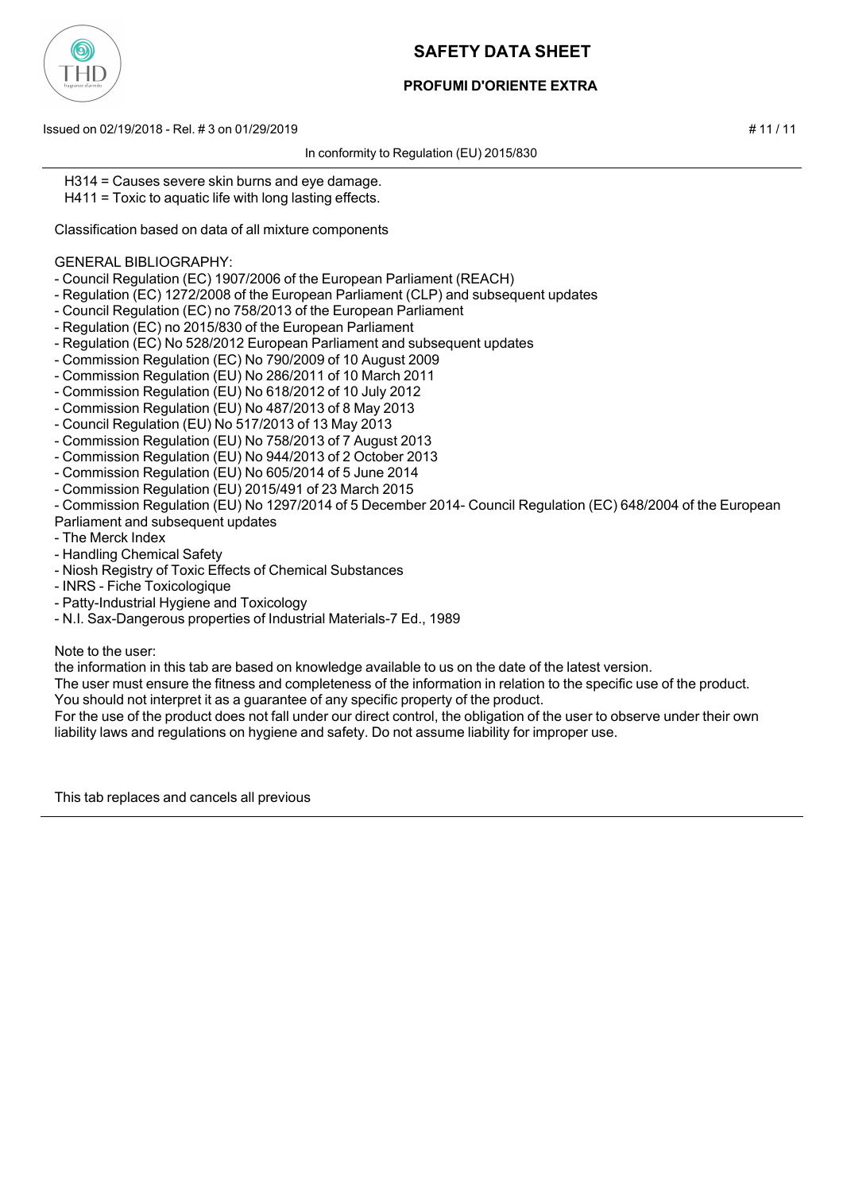H314 = Causes severe skin burns and eye damage.
H411 = Toxic to aquatic life with long lasting effects.

Classification based on data of all mixture components

GENERAL BIBLIOGRAPHY:

- Council Regulation (EC) 1907/2006 of the European Parliament (REACH)
- Regulation (EC) 1272/2008 of the European Parliament (CLP) and subsequent updates
- Council Regulation (EC) no 758/2013 of the European Parliament
- Regulation (EC) no 2015/830 of the European Parliament
- Regulation (EC) No 528/2012 European Parliament and subsequent updates
- Commission Regulation (EC) No 790/2009 of 10 August 2009
- Commission Regulation (EU) No 286/2011 of 10 March 2011
- Commission Regulation (EU) No 618/2012 of 10 July 2012
- Commission Regulation (EU) No 487/2013 of 8 May 2013
- Council Regulation (EU) No 517/2013 of 13 May 2013
- Commission Regulation (EU) No 758/2013 of 7 August 2013
- Commission Regulation (EU) No 944/2013 of 2 October 2013
- Commission Regulation (EU) No 605/2014 of 5 June 2014
- Commission Regulation (EU) 2015/491 of 23 March 2015
- Commission Regulation (EU) No 1297/2014 of 5 December 2014- Council Regulation (EC) 648/2004 of the European Parliament and subsequent updates
- The Merck Index
- Handling Chemical Safety
- Niosh Registry of Toxic Effects of Chemical Substances
- INRS - Fiche Toxicologique
- Patty-Industrial Hygiene and Toxicology
- N.I. Sax-Dangerous properties of Industrial Materials-7 Ed., 1989

Note to the user:
the information in this tab are based on knowledge available to us on the date of the latest version.
The user must ensure the fitness and completeness of the information in relation to the specific use of the product.
You should not interpret it as a guarantee of any specific property of the product.
For the use of the product does not fall under our direct control, the obligation of the user to observe under their own liability laws and regulations on hygiene and safety. Do not assume liability for improper use.

This tab replaces and cancels all previous